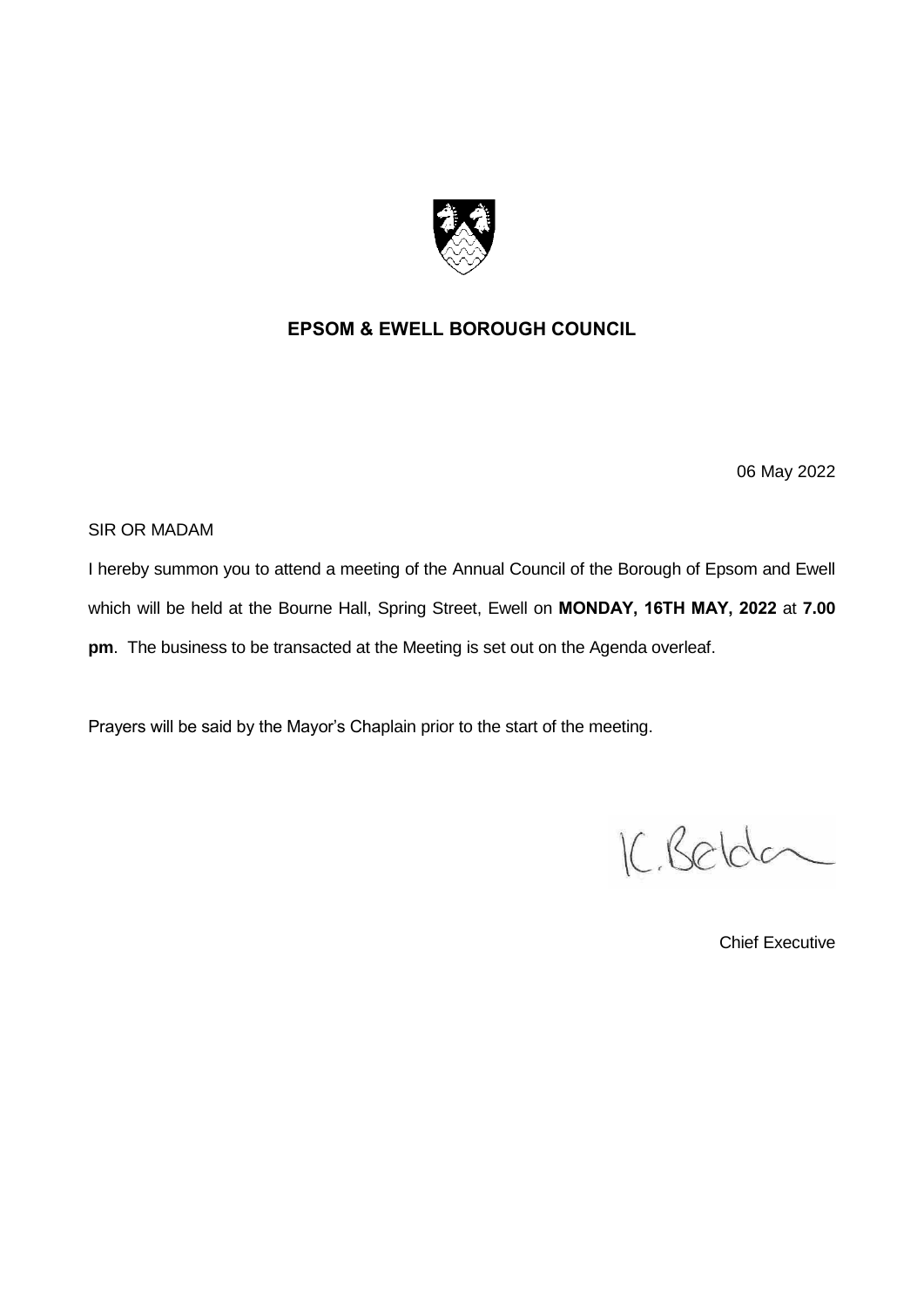# EPSOM & EWELL BOROUGH COUNCIL

06 May 2022

SIR OR MADAM

I hereby summon you to attend a meeting of the Annual Council of the Borough of Epsom and Ewell which will be held at the Bourne Hall, Spring Street, Ewell on **MONDAY, 16TH MAY, 2022** at **7.00 pm**. The business to be transacted at the Meeting is set out on the Agenda overleaf.

Prayers will be said by the Mayor's Chaplain prior to the start of the meeting.

K. Beldon

Chief Executive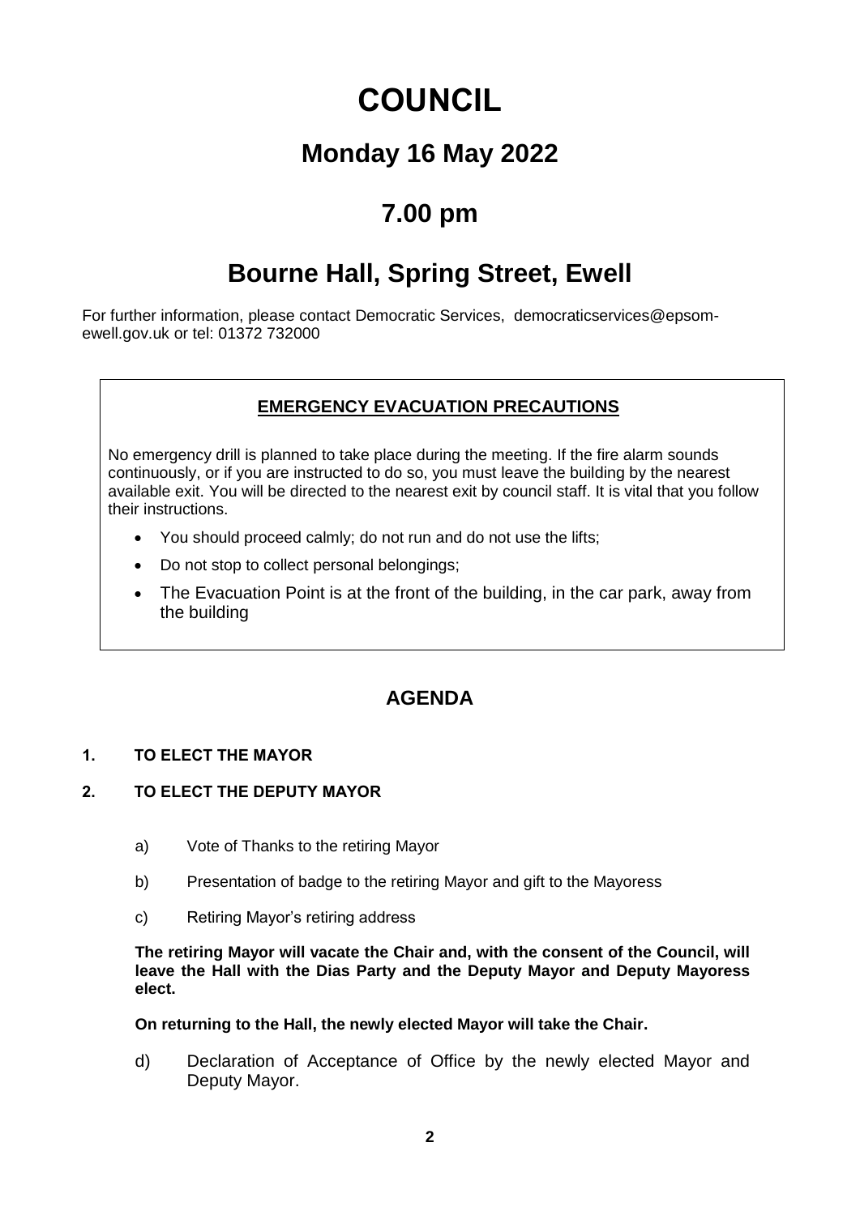# COUNCIL

## Monday 16 May 2022

## 7.00 pm

## Bourne Hall, Spring Street, Ewell

For further information, please contact Democratic Services, democraticservices@epsom-ewell.gov.uk or tel: 01372 732000

### EMERGENCY EVACUATION PRECAUTIONS

No emergency drill is planned to take place during the meeting. If the fire alarm sounds continuously, or if you are instructed to do so, you must leave the building by the nearest available exit. You will be directed to the nearest exit by council staff. It is vital that you follow their instructions.

- You should proceed calmly; do not run and do not use the lifts;
- Do not stop to collect personal belongings;
- The Evacuation Point is at the front of the building, in the car park, away from the building

## AGENDA

**1. TO ELECT THE MAYOR**

**2. TO ELECT THE DEPUTY MAYOR**

a) Vote of Thanks to the retiring Mayor

b) Presentation of badge to the retiring Mayor and gift to the Mayoress

c) Retiring Mayor's retiring address

**The retiring Mayor will vacate the Chair and, with the consent of the Council, will leave the Hall with the Dias Party and the Deputy Mayor and Deputy Mayoress elect.**

**On returning to the Hall, the newly elected Mayor will take the Chair.**

d) Declaration of Acceptance of Office by the newly elected Mayor and Deputy Mayor.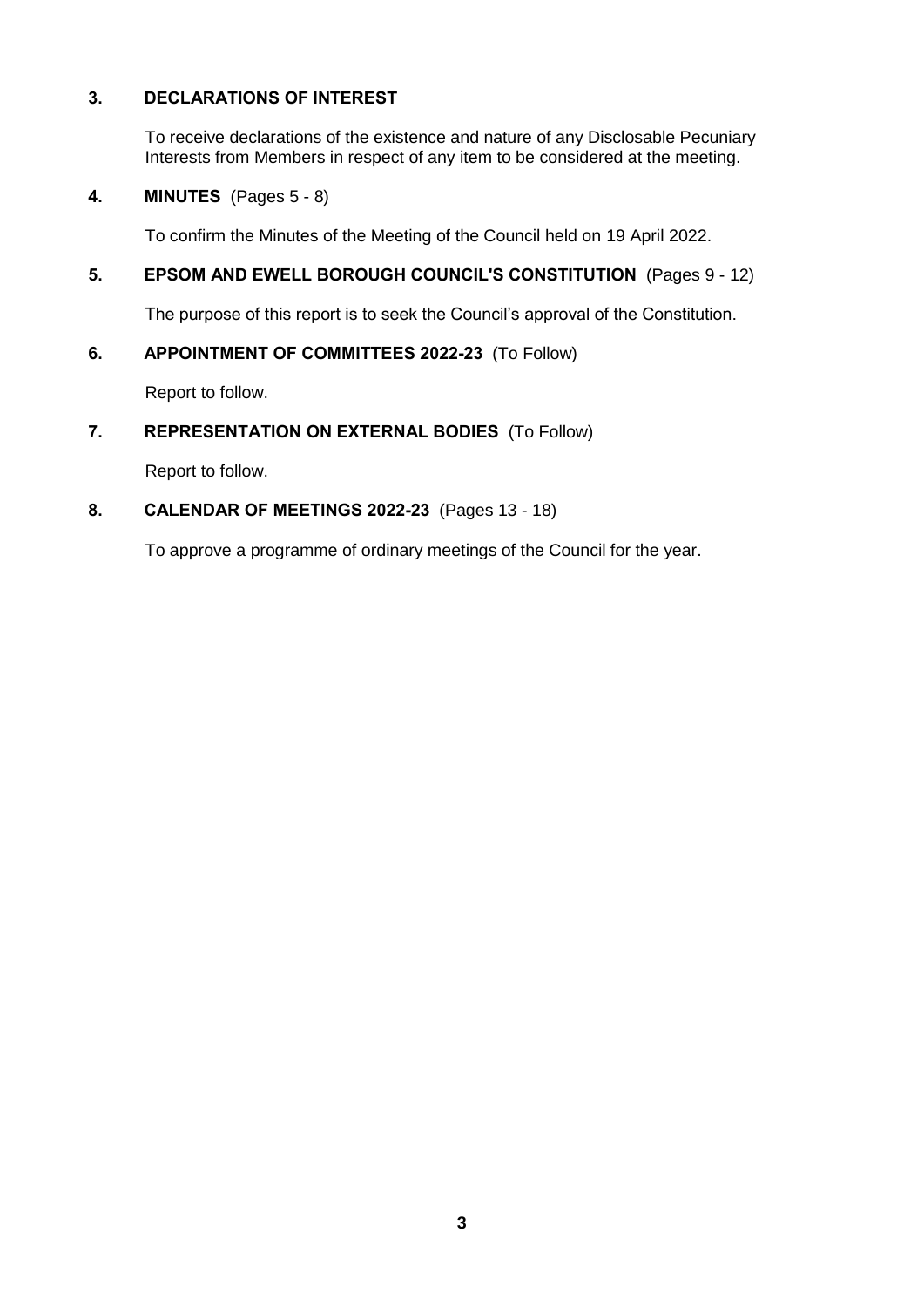**3. DECLARATIONS OF INTEREST**

To receive declarations of the existence and nature of any Disclosable Pecuniary Interests from Members in respect of any item to be considered at the meeting.

**4. MINUTES** (Pages 5 - 8)

To confirm the Minutes of the Meeting of the Council held on 19 April 2022.

**5. EPSOM AND EWELL BOROUGH COUNCIL'S CONSTITUTION** (Pages 9 - 12)

The purpose of this report is to seek the Council's approval of the Constitution.

**6. APPOINTMENT OF COMMITTEES 2022-23** (To Follow)

Report to follow.

**7. REPRESENTATION ON EXTERNAL BODIES** (To Follow)

Report to follow.

**8. CALENDAR OF MEETINGS 2022-23** (Pages 13 - 18)

To approve a programme of ordinary meetings of the Council for the year.